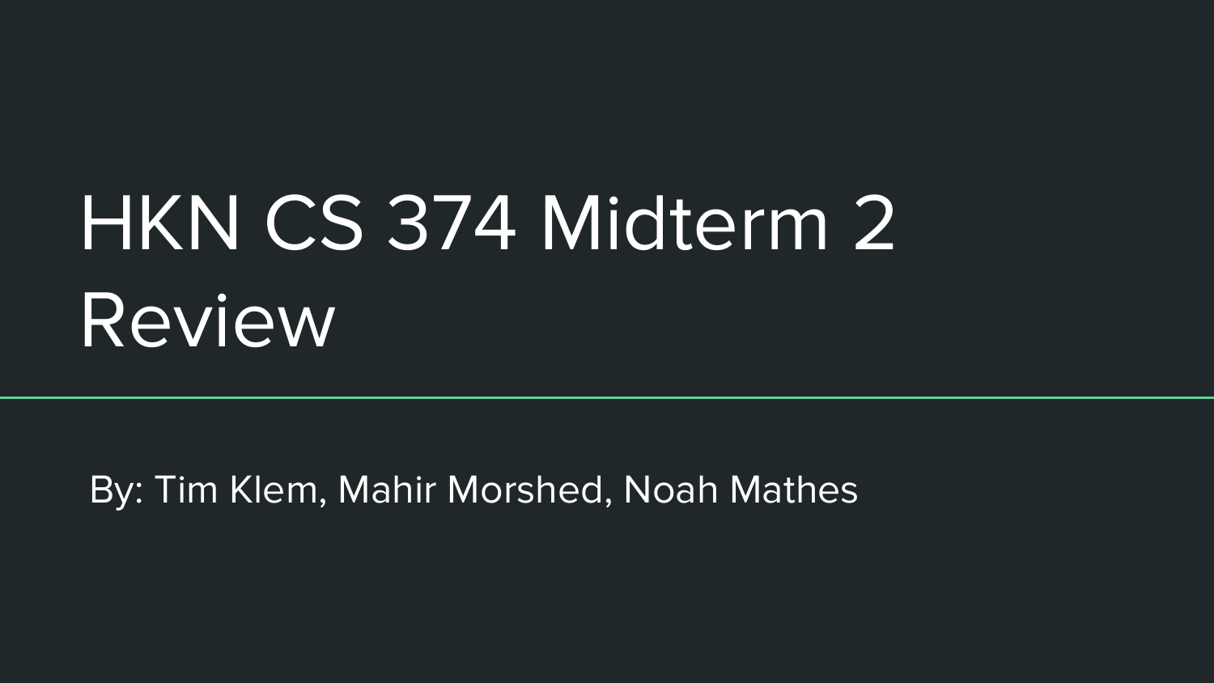# HKN CS 374 Midterm 2 Review

By: Tim Klem, Mahir Morshed, Noah Mathes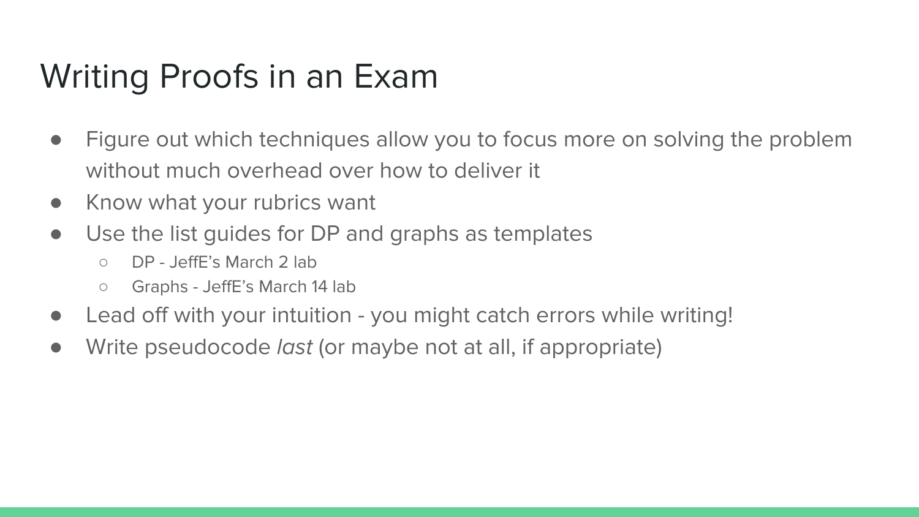# Writing Proofs in an Exam

- Figure out which techniques allow you to focus more on solving the problem without much overhead over how to deliver it
- Know what your rubrics want
- Use the list guides for DP and graphs as templates
  - DP - JeffE's March 2 lab
  - Graphs - JeffE's March 14 lab
- Lead off with your intuition - you might catch errors while writing!
- Write pseudocode *last* (or maybe not at all, if appropriate)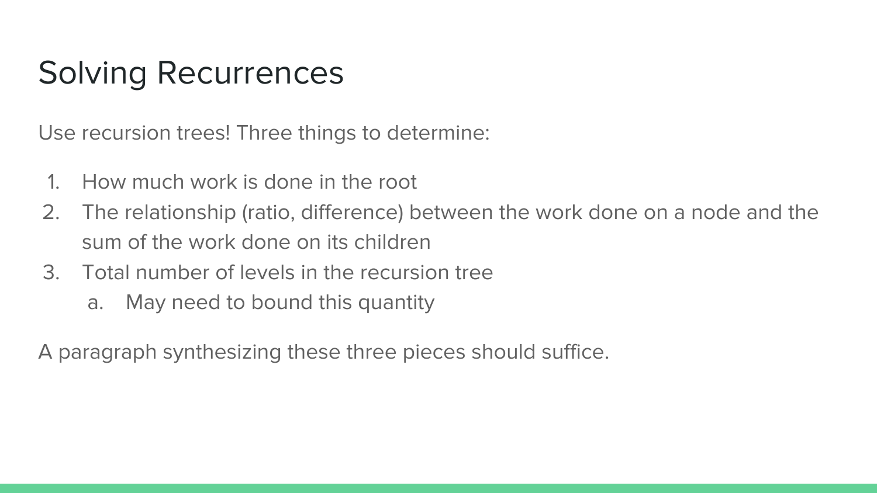# Solving Recurrences

Use recursion trees! Three things to determine:

1. How much work is done in the root
2. The relationship (ratio, difference) between the work done on a node and the sum of the work done on its children
3. Total number of levels in the recursion tree
   a. May need to bound this quantity

A paragraph synthesizing these three pieces should suffice.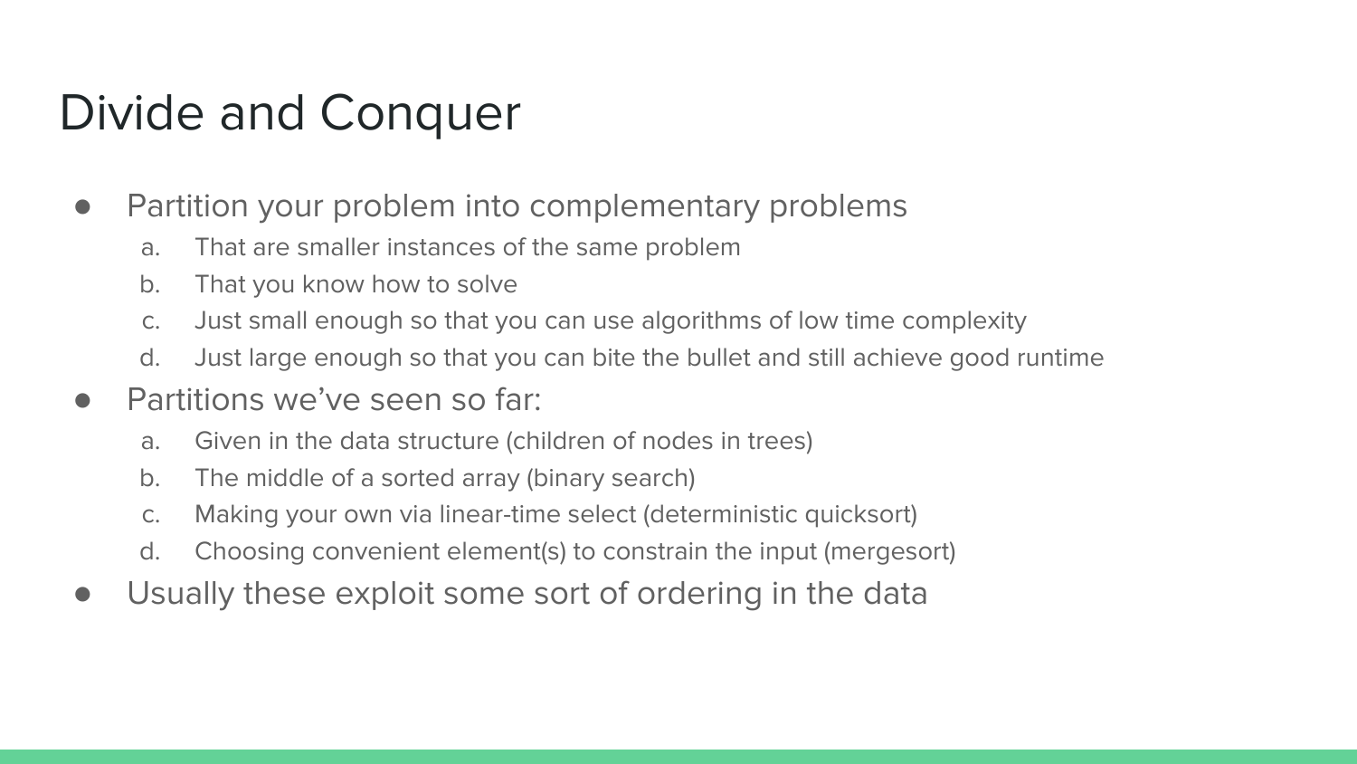# Divide and Conquer

- Partition your problem into complementary problems
  a. That are smaller instances of the same problem
  b. That you know how to solve
  c. Just small enough so that you can use algorithms of low time complexity
  d. Just large enough so that you can bite the bullet and still achieve good runtime
- Partitions we've seen so far:
  a. Given in the data structure (children of nodes in trees)
  b. The middle of a sorted array (binary search)
  c. Making your own via linear-time select (deterministic quicksort)
  d. Choosing convenient element(s) to constrain the input (mergesort)
- Usually these exploit some sort of ordering in the data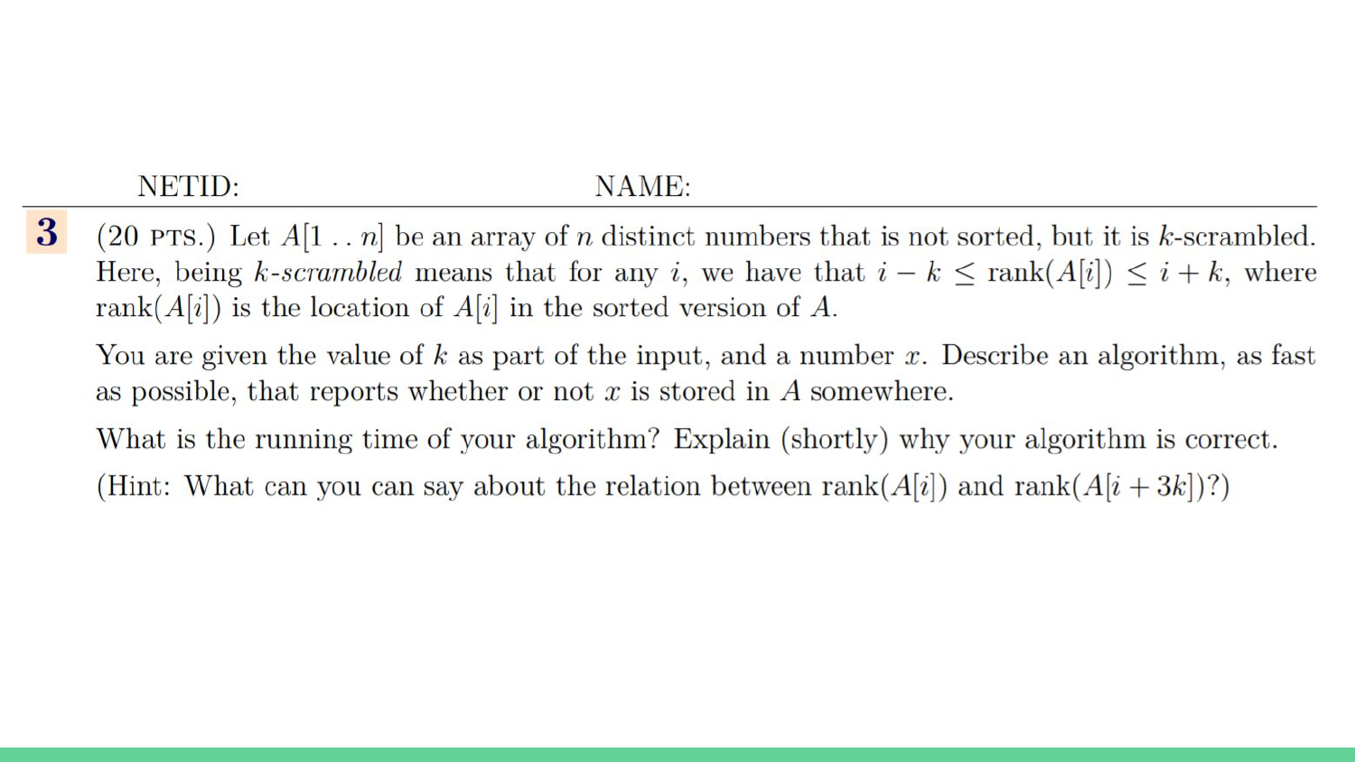NETID: NAME:

**3** (20 PTS.) Let $A[1 \mathinner{..} n]$ be an array of $n$ distinct numbers that is not sorted, but it is $k$-scrambled. Here, being *$k$-scrambled* means that for any $i$, we have that $i - k \leq \mathrm{rank}(A[i]) \leq i + k$, where $\mathrm{rank}(A[i])$ is the location of $A[i]$ in the sorted version of $A$.

You are given the value of $k$ as part of the input, and a number $x$. Describe an algorithm, as fast as possible, that reports whether or not $x$ is stored in $A$ somewhere.

What is the running time of your algorithm? Explain (shortly) why your algorithm is correct.

(Hint: What can you can say about the relation between $\mathrm{rank}(A[i])$ and $\mathrm{rank}(A[i + 3k])$?)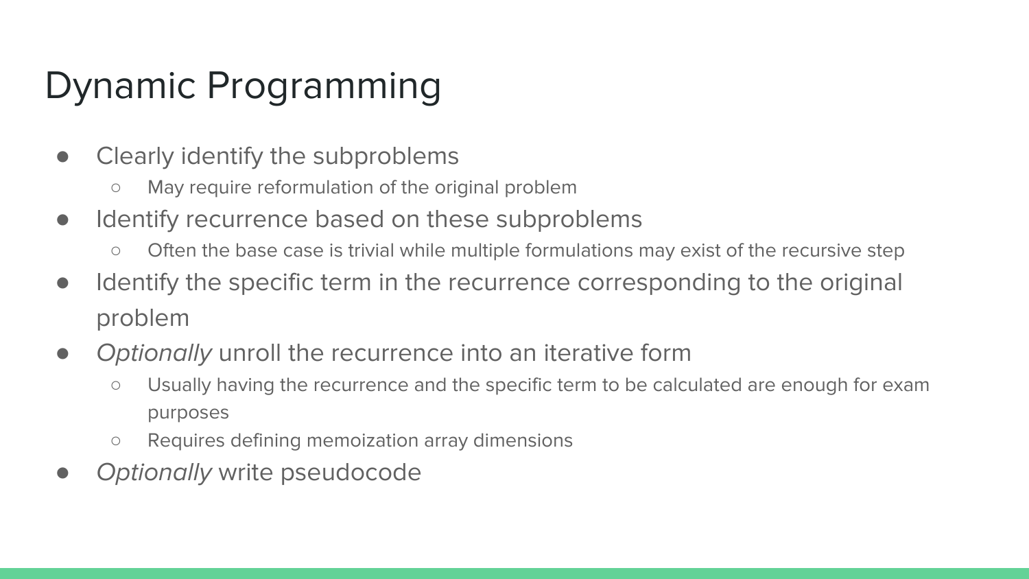# Dynamic Programming

- Clearly identify the subproblems
  - May require reformulation of the original problem
- Identify recurrence based on these subproblems
  - Often the base case is trivial while multiple formulations may exist of the recursive step
- Identify the specific term in the recurrence corresponding to the original problem
- *Optionally* unroll the recurrence into an iterative form
  - Usually having the recurrence and the specific term to be calculated are enough for exam purposes
  - Requires defining memoization array dimensions
- *Optionally* write pseudocode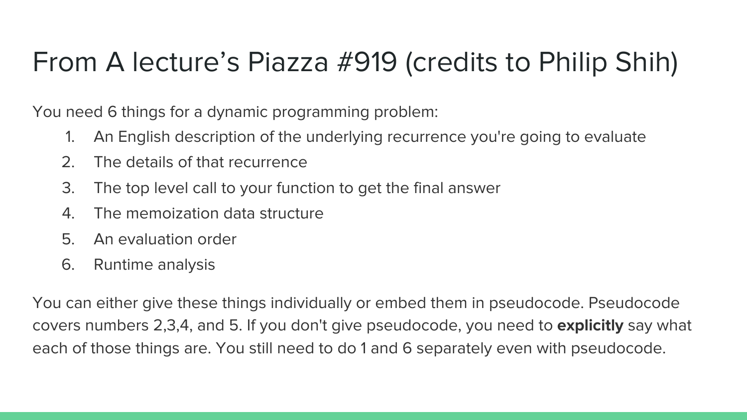# From A lecture's Piazza #919 (credits to Philip Shih)

You need 6 things for a dynamic programming problem:

1. An English description of the underlying recurrence you're going to evaluate
2. The details of that recurrence
3. The top level call to your function to get the final answer
4. The memoization data structure
5. An evaluation order
6. Runtime analysis

You can either give these things individually or embed them in pseudocode. Pseudocode covers numbers 2,3,4, and 5. If you don't give pseudocode, you need to **explicitly** say what each of those things are. You still need to do 1 and 6 separately even with pseudocode.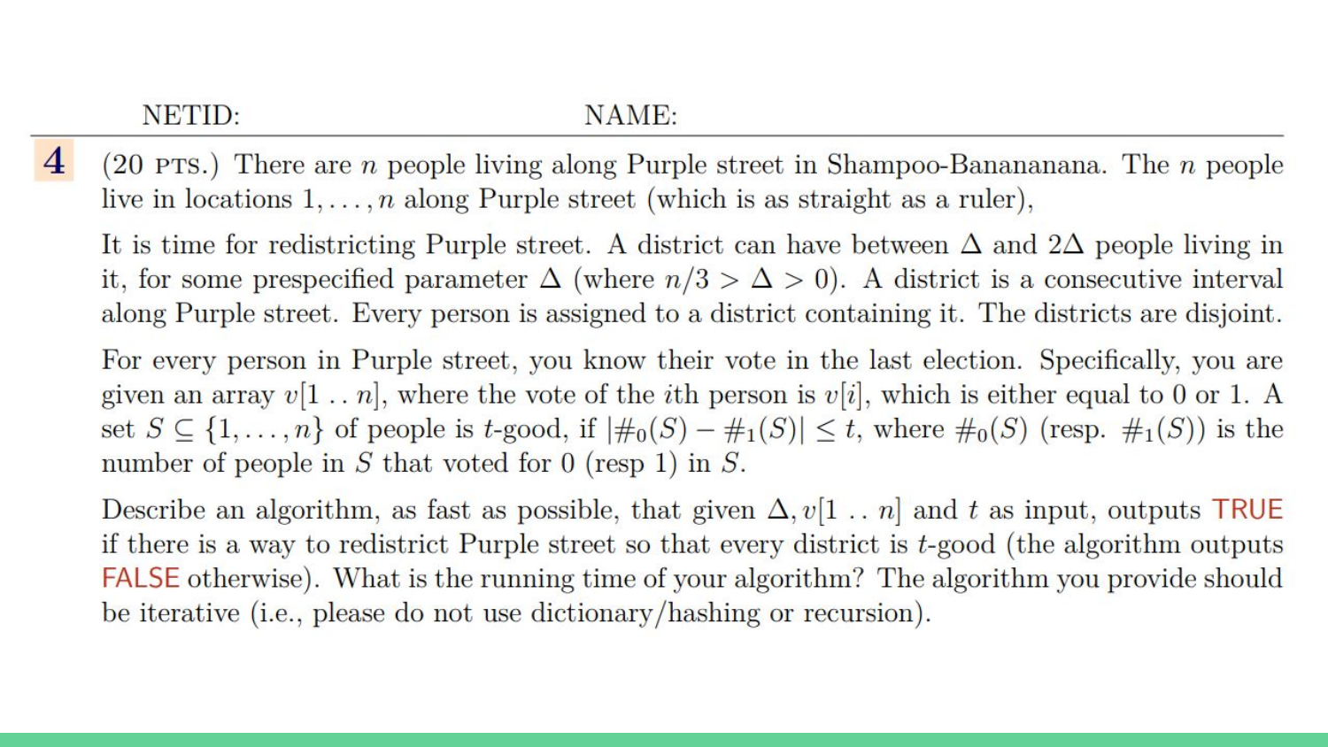NETID: NAME:

**4** (20 PTS.) There are $n$ people living along Purple street in Shampoo-Banananana. The $n$ people live in locations $1, \ldots, n$ along Purple street (which is as straight as a ruler),

It is time for redistricting Purple street. A district can have between $\Delta$ and $2\Delta$ people living in it, for some prespecified parameter $\Delta$ (where $n/3 > \Delta > 0$). A district is a consecutive interval along Purple street. Every person is assigned to a district containing it. The districts are disjoint.

For every person in Purple street, you know their vote in the last election. Specifically, you are given an array $v[1 \,..\, n]$, where the vote of the $i$th person is $v[i]$, which is either equal to 0 or 1. A set $S \subseteq \{1, \ldots, n\}$ of people is $t$-good, if $|\#_0(S) - \#_1(S)| \leq t$, where $\#_0(S)$ (resp. $\#_1(S)$) is the number of people in $S$ that voted for 0 (resp 1) in $S$.

Describe an algorithm, as fast as possible, that given $\Delta, v[1 \,..\, n]$ and $t$ as input, outputs TRUE if there is a way to redistrict Purple street so that every district is $t$-good (the algorithm outputs FALSE otherwise). What is the running time of your algorithm? The algorithm you provide should be iterative (i.e., please do not use dictionary/hashing or recursion).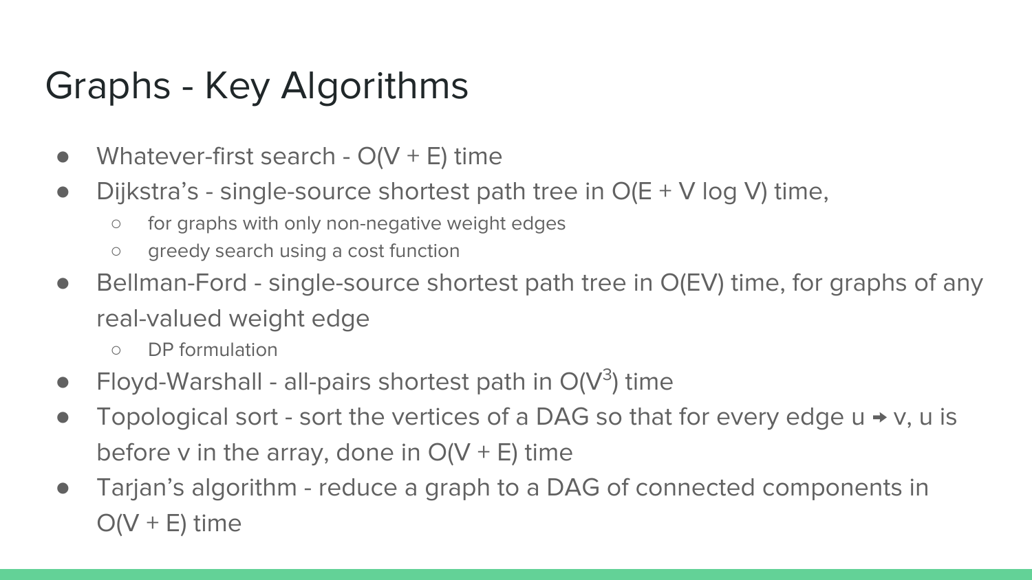# Graphs - Key Algorithms

- Whatever-first search - $O(V + E)$ time
- Dijkstra's - single-source shortest path tree in $O(E + V \log V)$ time,
  - for graphs with only non-negative weight edges
  - greedy search using a cost function
- Bellman-Ford - single-source shortest path tree in $O(EV)$ time, for graphs of any real-valued weight edge
  - DP formulation
- Floyd-Warshall - all-pairs shortest path in $O(V^3)$ time
- Topological sort - sort the vertices of a DAG so that for every edge $u \rightarrow v$, $u$ is before $v$ in the array, done in $O(V + E)$ time
- Tarjan's algorithm - reduce a graph to a DAG of connected components in $O(V + E)$ time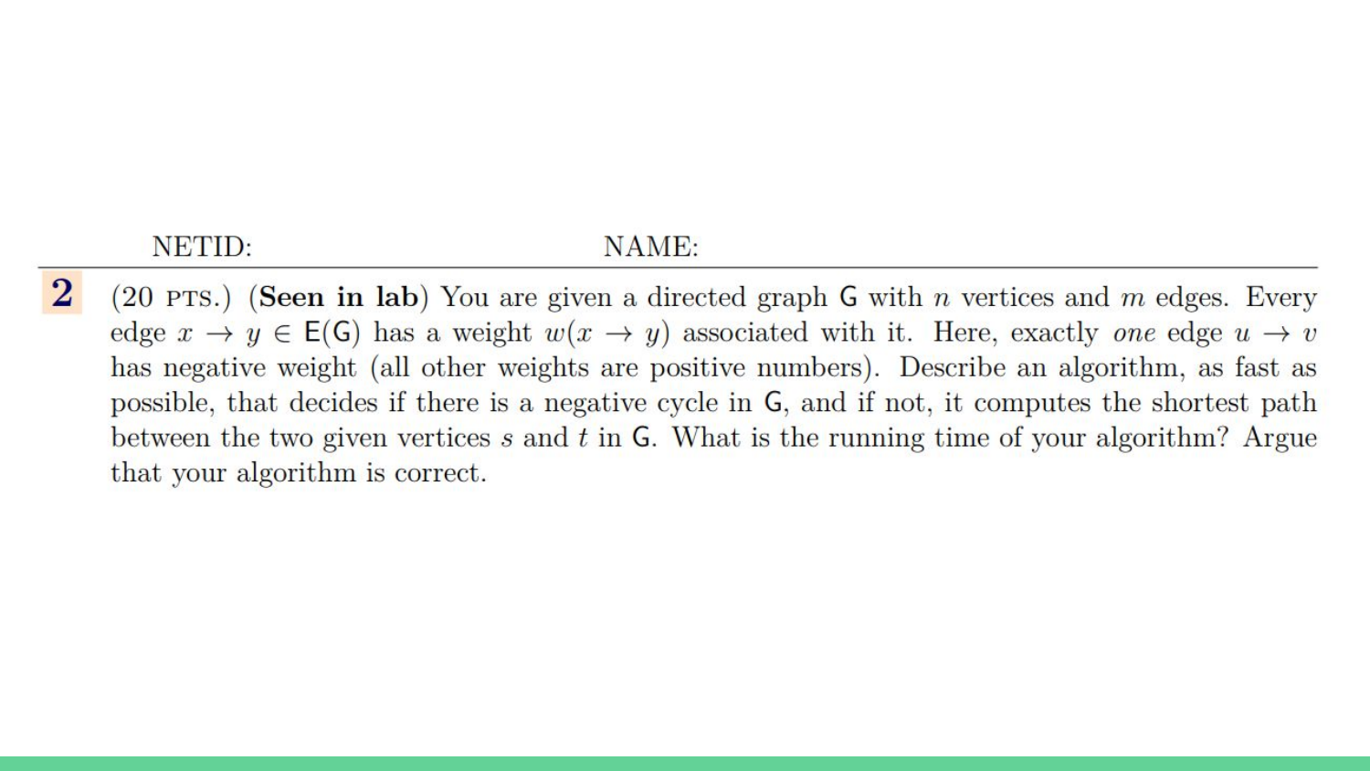NETID: NAME:

**2** (20 PTS.) (**Seen in lab**) You are given a directed graph $\mathsf{G}$ with $n$ vertices and $m$ edges. Every edge $x \to y \in \mathsf{E}(\mathsf{G})$ has a weight $w(x \to y)$ associated with it. Here, exactly *one* edge $u \to v$ has negative weight (all other weights are positive numbers). Describe an algorithm, as fast as possible, that decides if there is a negative cycle in $\mathsf{G}$, and if not, it computes the shortest path between the two given vertices $s$ and $t$ in $\mathsf{G}$. What is the running time of your algorithm? Argue that your algorithm is correct.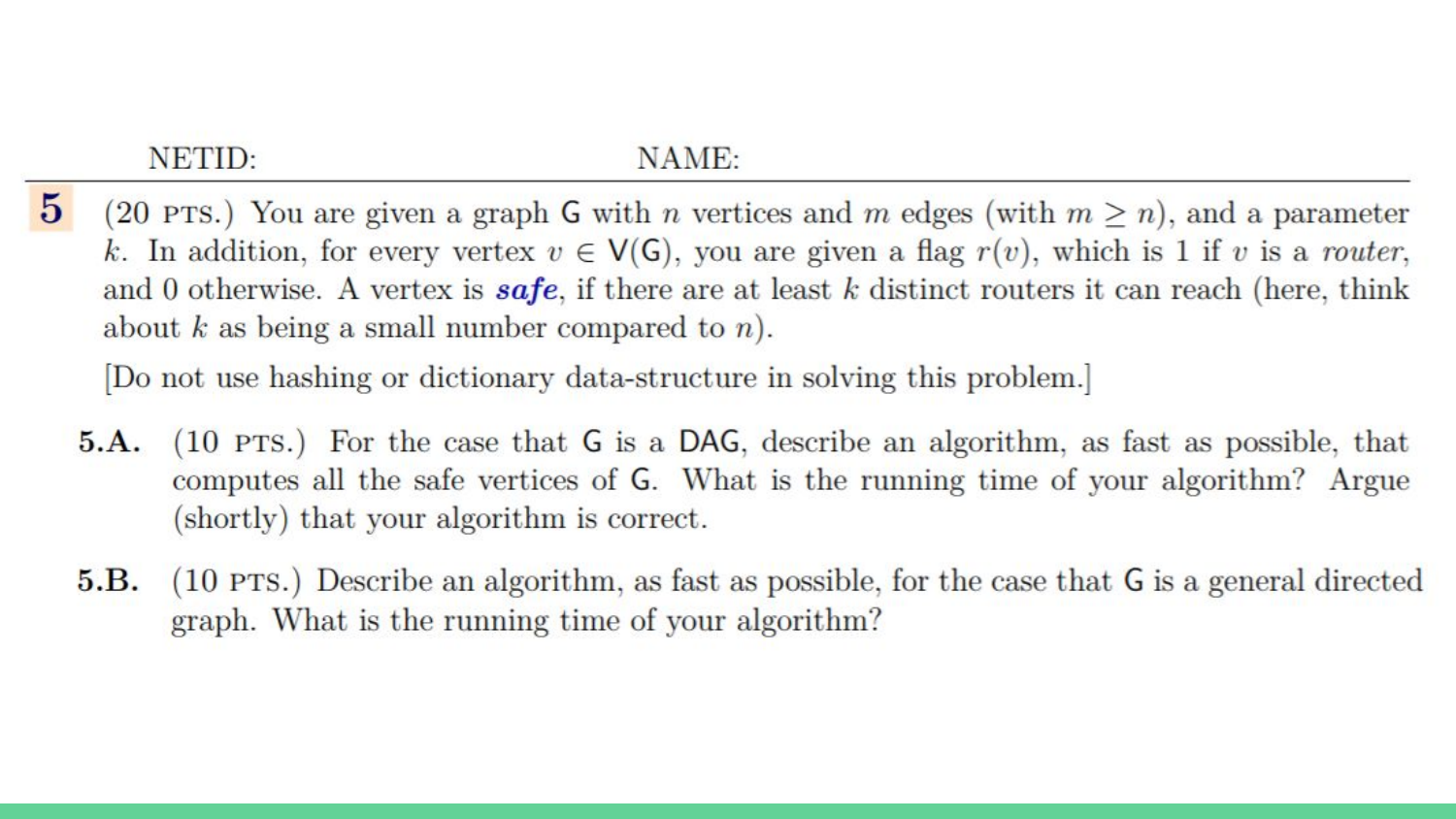NETID: NAME:

**5** (20 PTS.) You are given a graph $\mathsf{G}$ with $n$ vertices and $m$ edges (with $m \geq n$), and a parameter $k$. In addition, for every vertex $v \in \mathsf{V}(\mathsf{G})$, you are given a flag $r(v)$, which is 1 if $v$ is a *router*, and 0 otherwise. A vertex is ***safe***, if there are at least $k$ distinct routers it can reach (here, think about $k$ as being a small number compared to $n$).

[Do not use hashing or dictionary data-structure in solving this problem.]

**5.A.** (10 PTS.) For the case that $\mathsf{G}$ is a $\mathsf{DAG}$, describe an algorithm, as fast as possible, that computes all the safe vertices of $\mathsf{G}$. What is the running time of your algorithm? Argue (shortly) that your algorithm is correct.

**5.B.** (10 PTS.) Describe an algorithm, as fast as possible, for the case that $\mathsf{G}$ is a general directed graph. What is the running time of your algorithm?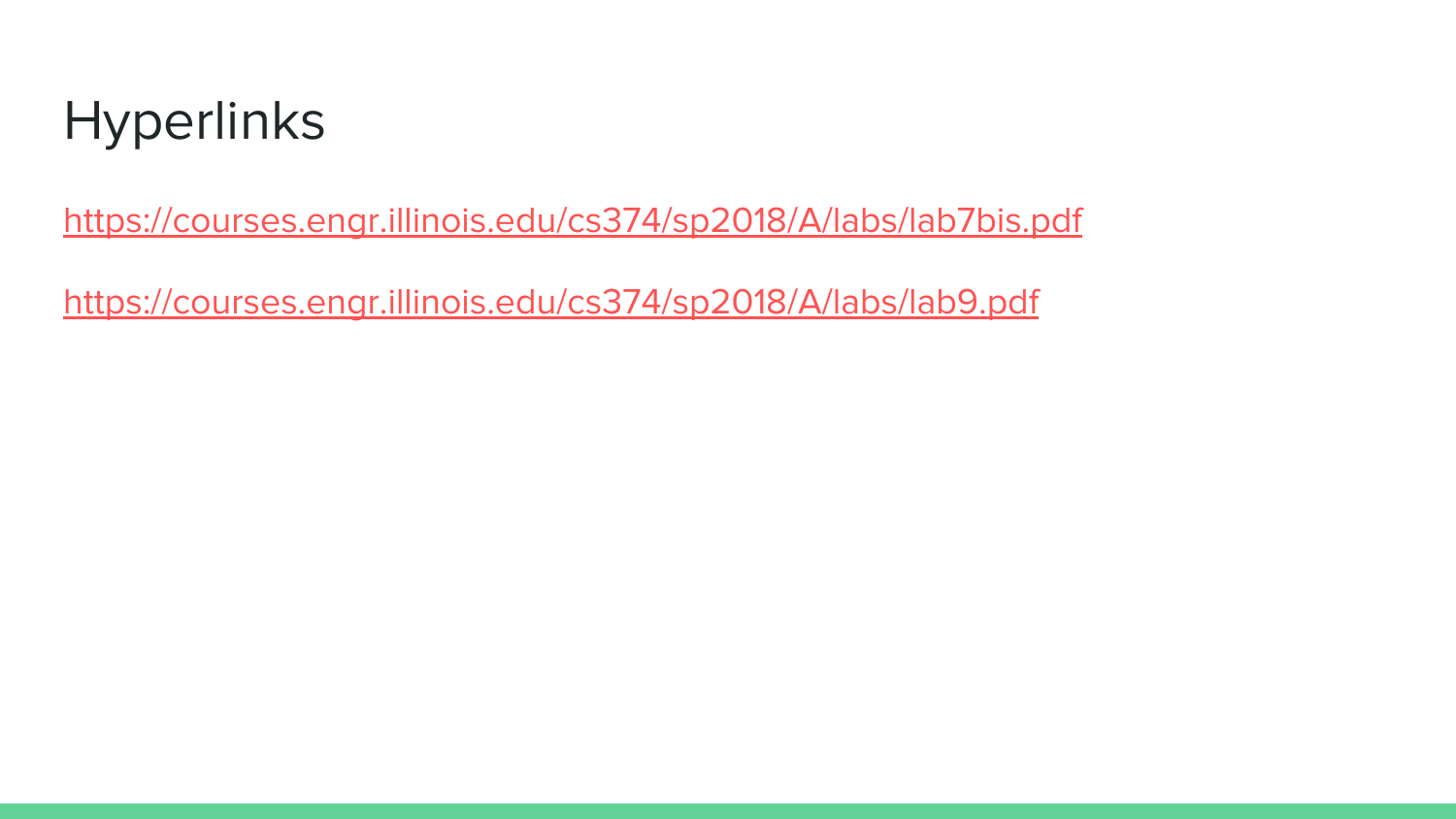# Hyperlinks

https://courses.engr.illinois.edu/cs374/sp2018/A/labs/lab7bis.pdf

https://courses.engr.illinois.edu/cs374/sp2018/A/labs/lab9.pdf